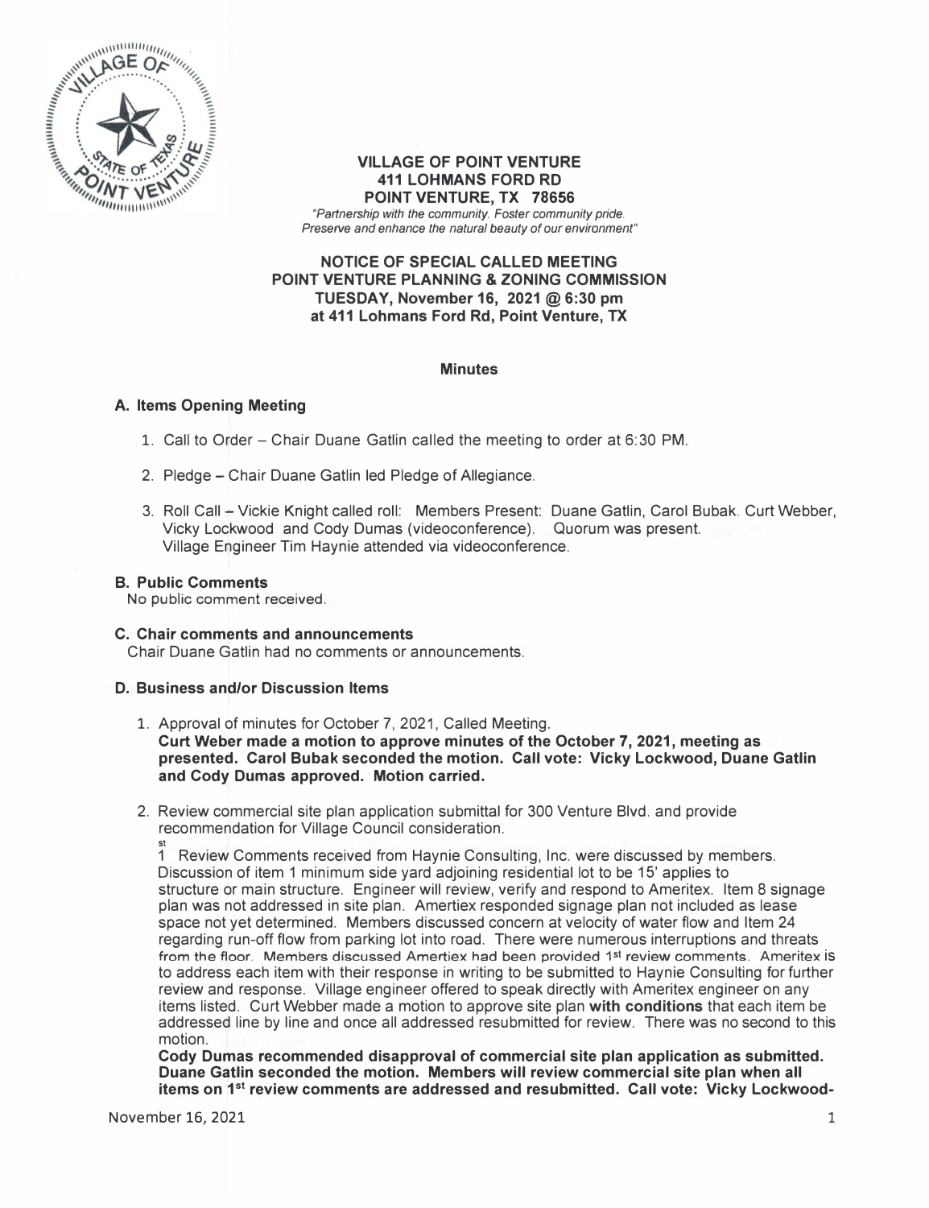**VILLAGE OF POINT VENTURE**
**411 LOHMANS FORD RD**
**POINT VENTURE, TX 78656**

*"Partnership with the community. Foster community pride. Preserve and enhance the natural beauty of our environment"*

**NOTICE OF SPECIAL CALLED MEETING**
**POINT VENTURE PLANNING & ZONING COMMISSION**
**TUESDAY, November 16, 2021 @ 6:30 pm**
**at 411 Lohmans Ford Rd, Point Venture, TX**

**Minutes**

## A. Items Opening Meeting

1. Call to Order – Chair Duane Gatlin called the meeting to order at 6:30 PM.

2. Pledge – Chair Duane Gatlin led Pledge of Allegiance.

3. Roll Call – Vickie Knight called roll: Members Present: Duane Gatlin, Carol Bubak. Curt Webber, Vicky Lockwood and Cody Dumas (videoconference). Quorum was present. Village Engineer Tim Haynie attended via videoconference.

## B. Public Comments

No public comment received.

## C. Chair comments and announcements

Chair Duane Gatlin had no comments or announcements.

## D. Business and/or Discussion Items

1. Approval of minutes for October 7, 2021, Called Meeting.
   **Curt Weber made a motion to approve minutes of the October 7, 2021, meeting as presented. Carol Bubak seconded the motion. Call vote: Vicky Lockwood, Duane Gatlin and Cody Dumas approved. Motion carried.**

2. Review commercial site plan application submittal for 300 Venture Blvd. and provide recommendation for Village Council consideration.
   1st Review Comments received from Haynie Consulting, Inc. were discussed by members. Discussion of item 1 minimum side yard adjoining residential lot to be 15' applies to structure or main structure. Engineer will review, verify and respond to Ameritex. Item 8 signage plan was not addressed in site plan. Amertiex responded signage plan not included as lease space not yet determined. Members discussed concern at velocity of water flow and Item 24 regarding run-off flow from parking lot into road. There were numerous interruptions and threats from the floor. Members discussed Amertiex had been provided 1st review comments. Ameritex is to address each item with their response in writing to be submitted to Haynie Consulting for further review and response. Village engineer offered to speak directly with Ameritex engineer on any items listed. Curt Webber made a motion to approve site plan **with conditions** that each item be addressed line by line and once all addressed resubmitted for review. There was no second to this motion.
   **Cody Dumas recommended disapproval of commercial site plan application as submitted. Duane Gatlin seconded the motion. Members will review commercial site plan when all items on 1st review comments are addressed and resubmitted. Call vote: Vicky Lockwood-**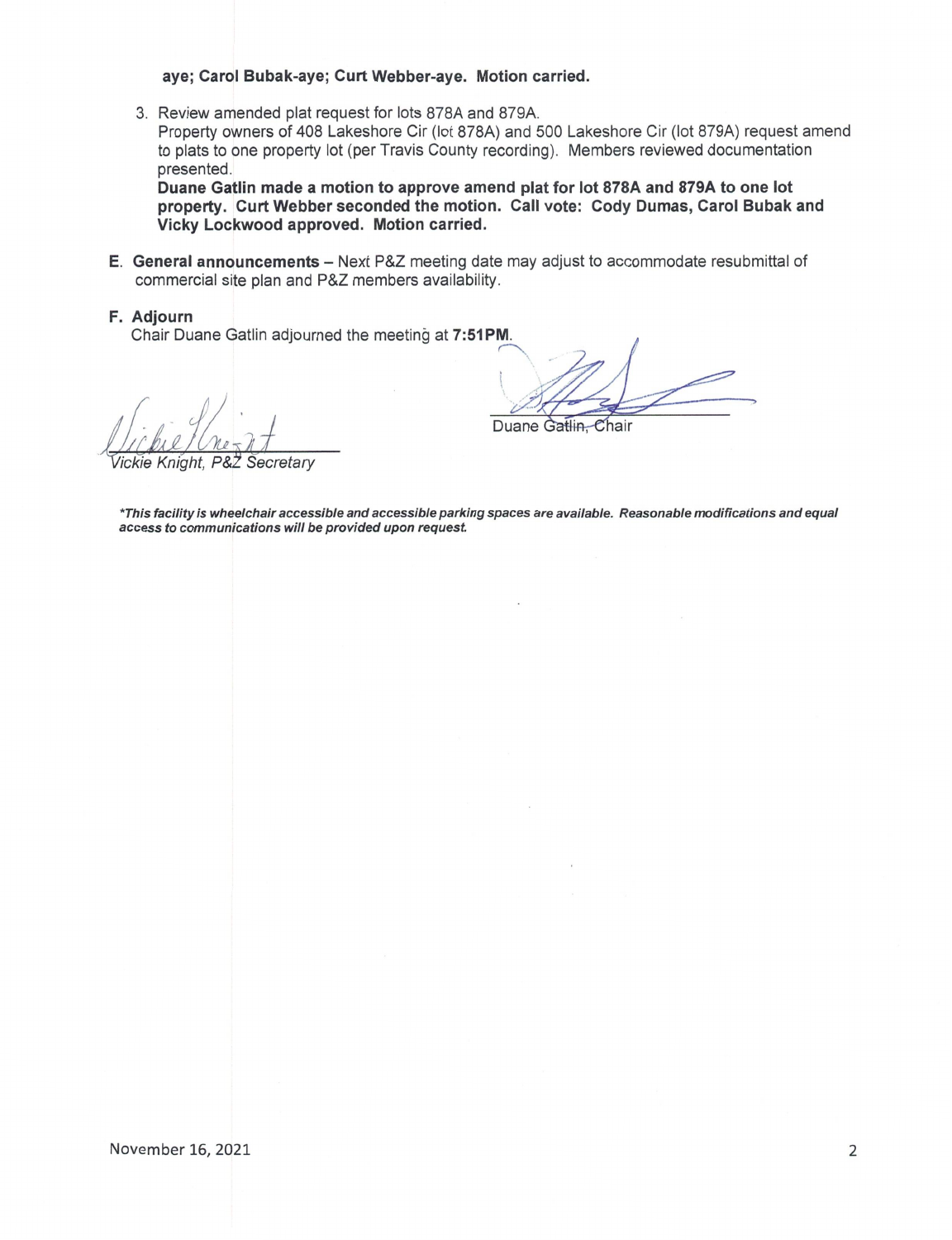**aye; Carol Bubak-aye; Curt Webber-aye. Motion carried.**

3. Review amended plat request for lots 878A and 879A.
   Property owners of 408 Lakeshore Cir (lot 878A) and 500 Lakeshore Cir (lot 879A) request amend to plats to one property lot (per Travis County recording). Members reviewed documentation presented.
   **Duane Gatlin made a motion to approve amend plat for lot 878A and 879A to one lot property. Curt Webber seconded the motion. Call vote: Cody Dumas, Carol Bubak and Vicky Lockwood approved. Motion carried.**

**E. General announcements** – Next P&Z meeting date may adjust to accommodate resubmittal of commercial site plan and P&Z members availability.

**F. Adjourn**
Chair Duane Gatlin adjourned the meeting at **7:51PM**.

*Vickie Knight, P&Z Secretary*

Duane Gatlin, Chair

***This facility is wheelchair accessible and accessible parking spaces are available. Reasonable modifications and equal access to communications will be provided upon request.***

November 16, 2021